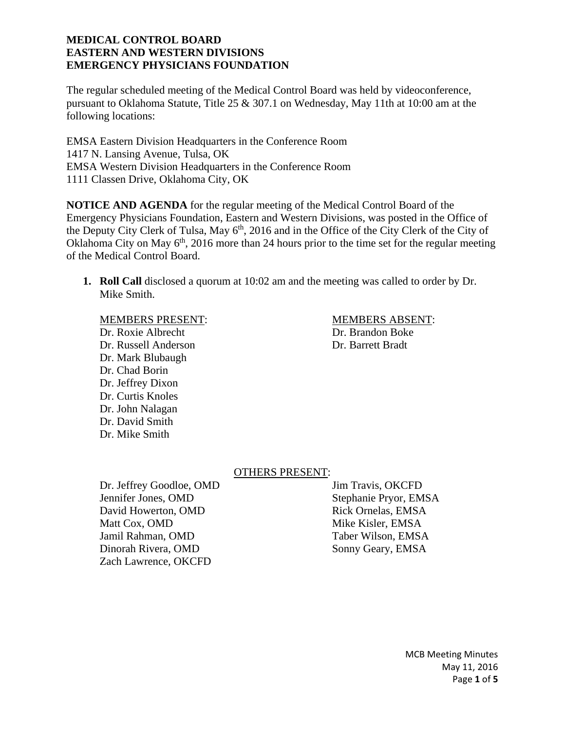**MEDICAL CONTROL BOARD**
**EASTERN AND WESTERN DIVISIONS**
**EMERGENCY PHYSICIANS FOUNDATION**

The regular scheduled meeting of the Medical Control Board was held by videoconference, pursuant to Oklahoma Statute, Title 25 & 307.1 on Wednesday, May 11th at 10:00 am at the following locations:

EMSA Eastern Division Headquarters in the Conference Room
1417 N. Lansing Avenue, Tulsa, OK
EMSA Western Division Headquarters in the Conference Room
1111 Classen Drive, Oklahoma City, OK

**NOTICE AND AGENDA** for the regular meeting of the Medical Control Board of the Emergency Physicians Foundation, Eastern and Western Divisions, was posted in the Office of the Deputy City Clerk of Tulsa, May 6th, 2016 and in the Office of the City Clerk of the City of Oklahoma City on May 6th, 2016 more than 24 hours prior to the time set for the regular meeting of the Medical Control Board.

1. **Roll Call** disclosed a quorum at 10:02 am and the meeting was called to order by Dr. Mike Smith.

MEMBERS PRESENT:
Dr. Roxie Albrecht
Dr. Russell Anderson
Dr. Mark Blubaugh
Dr. Chad Borin
Dr. Jeffrey Dixon
Dr. Curtis Knoles
Dr. John Nalagan
Dr. David Smith
Dr. Mike Smith

MEMBERS ABSENT:
Dr. Brandon Boke
Dr. Barrett Bradt

OTHERS PRESENT:
Dr. Jeffrey Goodloe, OMD
Jennifer Jones, OMD
David Howerton, OMD
Matt Cox, OMD
Jamil Rahman, OMD
Dinorah Rivera, OMD
Zach Lawrence, OKCFD
Jim Travis, OKCFD
Stephanie Pryor, EMSA
Rick Ornelas, EMSA
Mike Kisler, EMSA
Taber Wilson, EMSA
Sonny Geary, EMSA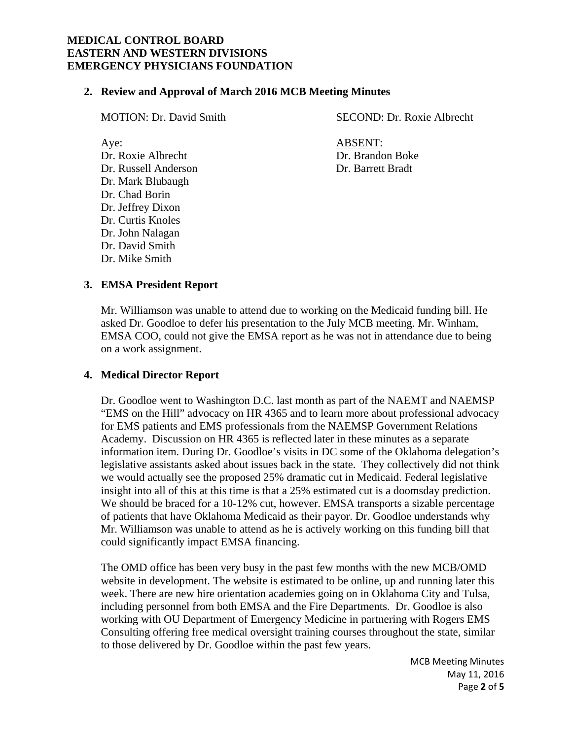**MEDICAL CONTROL BOARD**
**EASTERN AND WESTERN DIVISIONS**
**EMERGENCY PHYSICIANS FOUNDATION**

## 2. Review and Approval of March 2016 MCB Meeting Minutes

MOTION: Dr. David Smith

SECOND: Dr. Roxie Albrecht

Aye:
Dr. Roxie Albrecht
Dr. Russell Anderson
Dr. Mark Blubaugh
Dr. Chad Borin
Dr. Jeffrey Dixon
Dr. Curtis Knoles
Dr. John Nalagan
Dr. David Smith
Dr. Mike Smith

ABSENT:
Dr. Brandon Boke
Dr. Barrett Bradt

## 3. EMSA President Report

Mr. Williamson was unable to attend due to working on the Medicaid funding bill. He asked Dr. Goodloe to defer his presentation to the July MCB meeting. Mr. Winham, EMSA COO, could not give the EMSA report as he was not in attendance due to being on a work assignment.

## 4. Medical Director Report

Dr. Goodloe went to Washington D.C. last month as part of the NAEMT and NAEMSP "EMS on the Hill" advocacy on HR 4365 and to learn more about professional advocacy for EMS patients and EMS professionals from the NAEMSP Government Relations Academy. Discussion on HR 4365 is reflected later in these minutes as a separate information item. During Dr. Goodloe's visits in DC some of the Oklahoma delegation's legislative assistants asked about issues back in the state. They collectively did not think we would actually see the proposed 25% dramatic cut in Medicaid. Federal legislative insight into all of this at this time is that a 25% estimated cut is a doomsday prediction. We should be braced for a 10-12% cut, however. EMSA transports a sizable percentage of patients that have Oklahoma Medicaid as their payor. Dr. Goodloe understands why Mr. Williamson was unable to attend as he is actively working on this funding bill that could significantly impact EMSA financing.

The OMD office has been very busy in the past few months with the new MCB/OMD website in development. The website is estimated to be online, up and running later this week. There are new hire orientation academies going on in Oklahoma City and Tulsa, including personnel from both EMSA and the Fire Departments. Dr. Goodloe is also working with OU Department of Emergency Medicine in partnering with Rogers EMS Consulting offering free medical oversight training courses throughout the state, similar to those delivered by Dr. Goodloe within the past few years.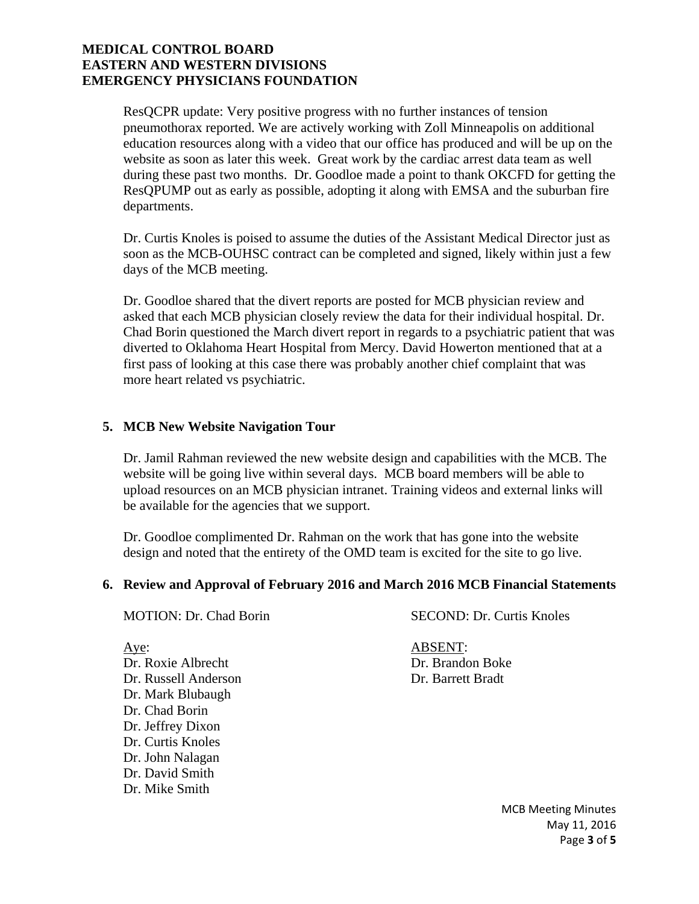ResQCPR update: Very positive progress with no further instances of tension pneumothorax reported. We are actively working with Zoll Minneapolis on additional education resources along with a video that our office has produced and will be up on the website as soon as later this week. Great work by the cardiac arrest data team as well during these past two months. Dr. Goodloe made a point to thank OKCFD for getting the ResQPUMP out as early as possible, adopting it along with EMSA and the suburban fire departments.

Dr. Curtis Knoles is poised to assume the duties of the Assistant Medical Director just as soon as the MCB-OUHSC contract can be completed and signed, likely within just a few days of the MCB meeting.

Dr. Goodloe shared that the divert reports are posted for MCB physician review and asked that each MCB physician closely review the data for their individual hospital. Dr. Chad Borin questioned the March divert report in regards to a psychiatric patient that was diverted to Oklahoma Heart Hospital from Mercy. David Howerton mentioned that at a first pass of looking at this case there was probably another chief complaint that was more heart related vs psychiatric.

## 5. MCB New Website Navigation Tour

Dr. Jamil Rahman reviewed the new website design and capabilities with the MCB. The website will be going live within several days. MCB board members will be able to upload resources on an MCB physician intranet. Training videos and external links will be available for the agencies that we support.

Dr. Goodloe complimented Dr. Rahman on the work that has gone into the website design and noted that the entirety of the OMD team is excited for the site to go live.

## 6. Review and Approval of February 2016 and March 2016 MCB Financial Statements

MOTION: Dr. Chad Borin

SECOND: Dr. Curtis Knoles

Aye:
Dr. Roxie Albrecht
Dr. Russell Anderson
Dr. Mark Blubaugh
Dr. Chad Borin
Dr. Jeffrey Dixon
Dr. Curtis Knoles
Dr. John Nalagan
Dr. David Smith
Dr. Mike Smith

ABSENT:
Dr. Brandon Boke
Dr. Barrett Bradt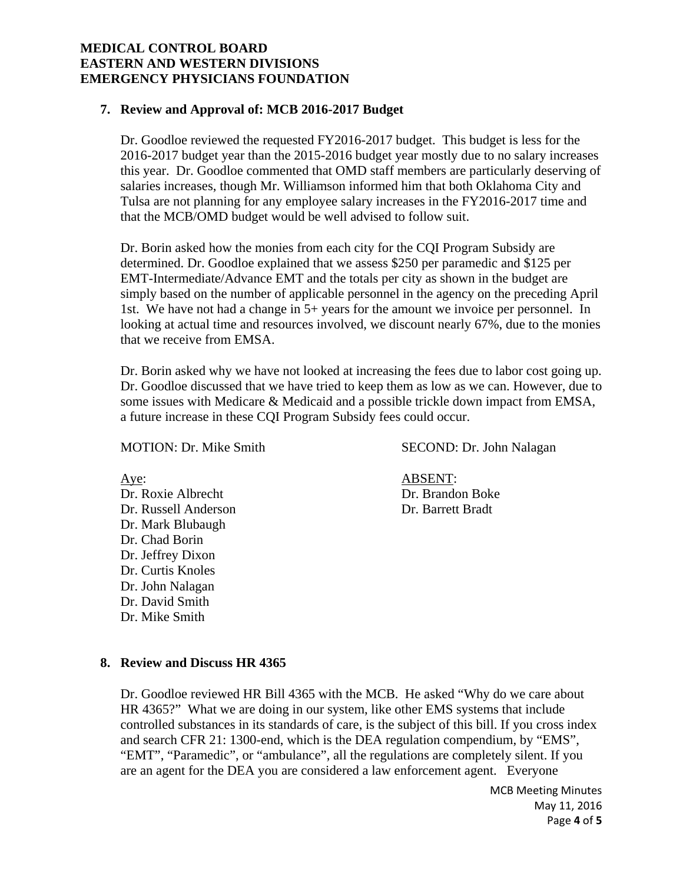**MEDICAL CONTROL BOARD**
**EASTERN AND WESTERN DIVISIONS**
**EMERGENCY PHYSICIANS FOUNDATION**

## 7. Review and Approval of: MCB 2016-2017 Budget

Dr. Goodloe reviewed the requested FY2016-2017 budget. This budget is less for the 2016-2017 budget year than the 2015-2016 budget year mostly due to no salary increases this year. Dr. Goodloe commented that OMD staff members are particularly deserving of salaries increases, though Mr. Williamson informed him that both Oklahoma City and Tulsa are not planning for any employee salary increases in the FY2016-2017 time and that the MCB/OMD budget would be well advised to follow suit.

Dr. Borin asked how the monies from each city for the CQI Program Subsidy are determined. Dr. Goodloe explained that we assess $250 per paramedic and $125 per EMT-Intermediate/Advance EMT and the totals per city as shown in the budget are simply based on the number of applicable personnel in the agency on the preceding April 1st. We have not had a change in 5+ years for the amount we invoice per personnel. In looking at actual time and resources involved, we discount nearly 67%, due to the monies that we receive from EMSA.

Dr. Borin asked why we have not looked at increasing the fees due to labor cost going up. Dr. Goodloe discussed that we have tried to keep them as low as we can. However, due to some issues with Medicare & Medicaid and a possible trickle down impact from EMSA, a future increase in these CQI Program Subsidy fees could occur.

MOTION: Dr. Mike Smith

SECOND: Dr. John Nalagan

Aye:
Dr. Roxie Albrecht
Dr. Russell Anderson
Dr. Mark Blubaugh
Dr. Chad Borin
Dr. Jeffrey Dixon
Dr. Curtis Knoles
Dr. John Nalagan
Dr. David Smith
Dr. Mike Smith

ABSENT:
Dr. Brandon Boke
Dr. Barrett Bradt

## 8. Review and Discuss HR 4365

Dr. Goodloe reviewed HR Bill 4365 with the MCB. He asked "Why do we care about HR 4365?" What we are doing in our system, like other EMS systems that include controlled substances in its standards of care, is the subject of this bill. If you cross index and search CFR 21: 1300-end, which is the DEA regulation compendium, by "EMS", "EMT", "Paramedic", or "ambulance", all the regulations are completely silent. If you are an agent for the DEA you are considered a law enforcement agent. Everyone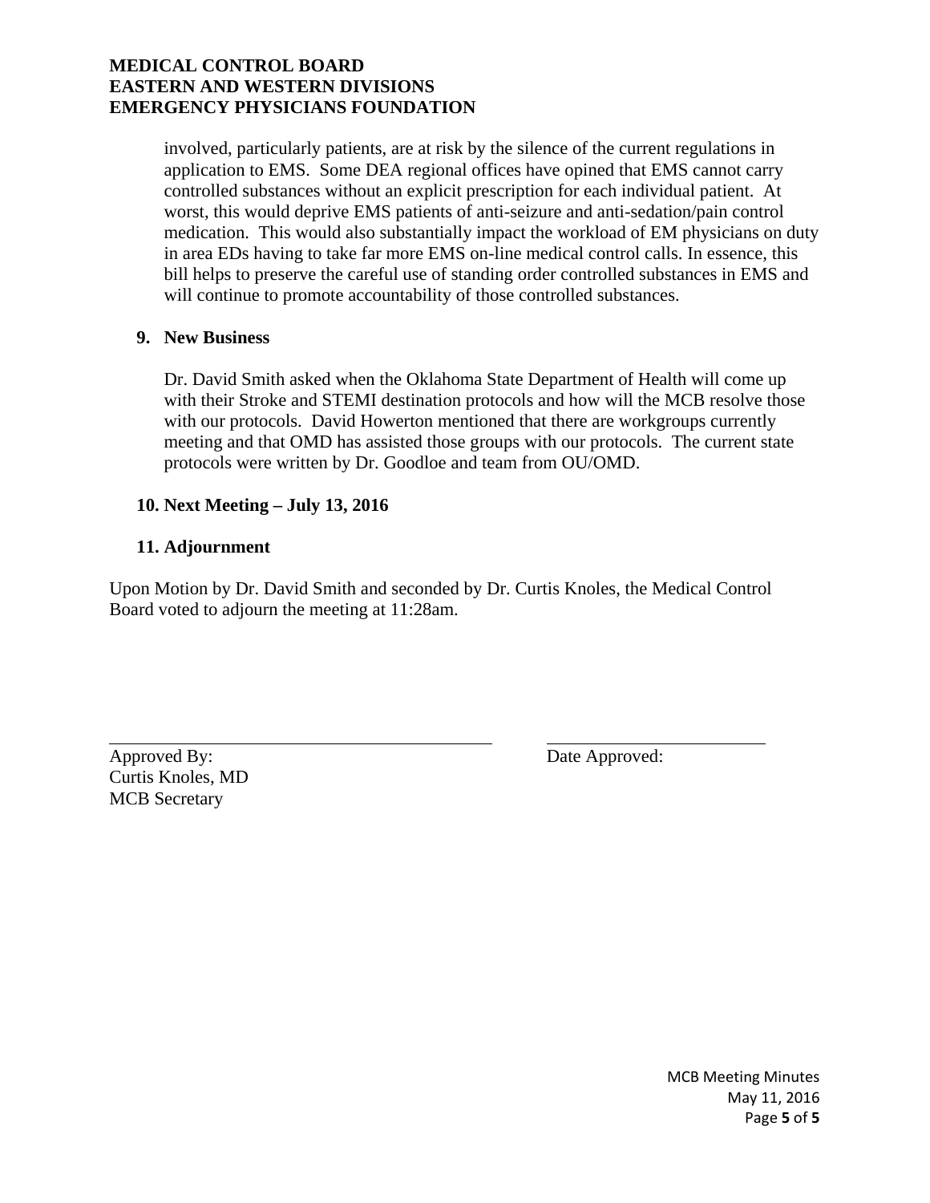involved, particularly patients, are at risk by the silence of the current regulations in application to EMS. Some DEA regional offices have opined that EMS cannot carry controlled substances without an explicit prescription for each individual patient. At worst, this would deprive EMS patients of anti-seizure and anti-sedation/pain control medication. This would also substantially impact the workload of EM physicians on duty in area EDs having to take far more EMS on-line medical control calls. In essence, this bill helps to preserve the careful use of standing order controlled substances in EMS and will continue to promote accountability of those controlled substances.

**9. New Business**

Dr. David Smith asked when the Oklahoma State Department of Health will come up with their Stroke and STEMI destination protocols and how will the MCB resolve those with our protocols. David Howerton mentioned that there are workgroups currently meeting and that OMD has assisted those groups with our protocols. The current state protocols were written by Dr. Goodloe and team from OU/OMD.

**10. Next Meeting – July 13, 2016**

**11. Adjournment**

Upon Motion by Dr. David Smith and seconded by Dr. Curtis Knoles, the Medical Control Board voted to adjourn the meeting at 11:28am.

Approved By:
Curtis Knoles, MD
MCB Secretary

Date Approved: